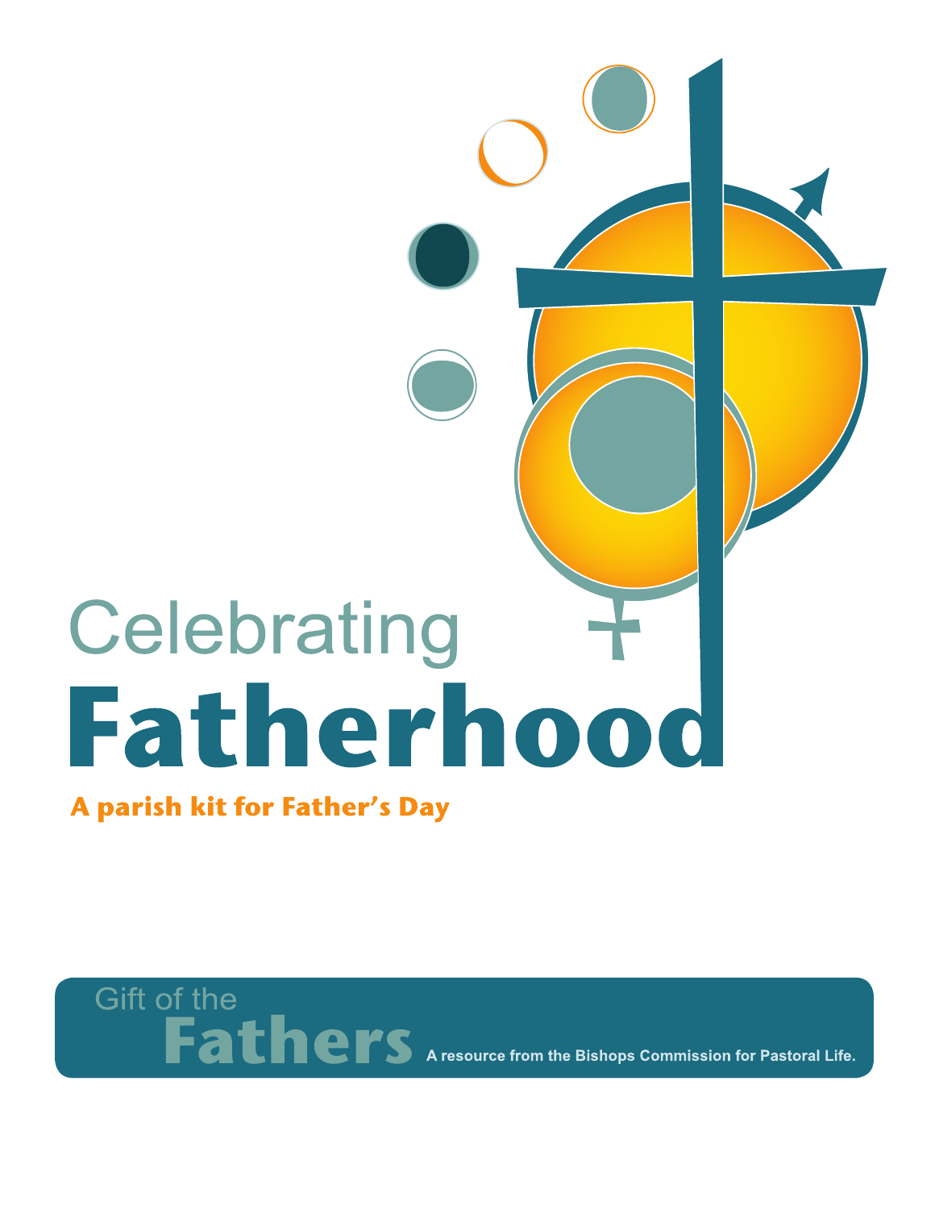# Celebrating Fatherhood

**A parish kit for Father's Day**

Gift of the **Fathers** A resource from the Bishops Commission for Pastoral Life.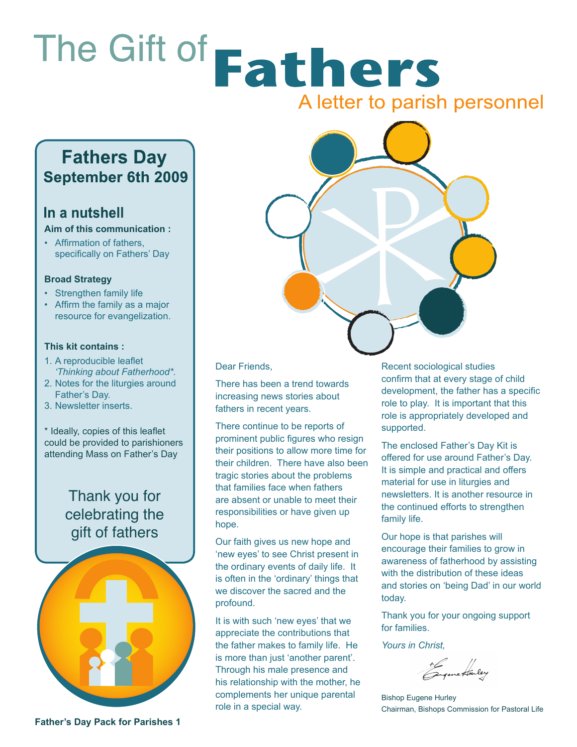# The Gift of Fathers

## A letter to parish personnel

## Fathers Day
### September 6th 2009

### In a nutshell

**Aim of this communication :**

- Affirmation of fathers, specifically on Fathers' Day

**Broad Strategy**

- Strengthen family life
- Affirm the family as a major resource for evangelization.

**This kit contains :**

1. A reproducible leaflet *'Thinking about Fatherhood\*.*
2. Notes for the liturgies around Father's Day.
3. Newsletter inserts.

\* Ideally, copies of this leaflet could be provided to parishioners attending Mass on Father's Day

Thank you for celebrating the gift of fathers

Dear Friends,

There has been a trend towards increasing news stories about fathers in recent years.

There continue to be reports of prominent public figures who resign their positions to allow more time for their children. There have also been tragic stories about the problems that families face when fathers are absent or unable to meet their responsibilities or have given up hope.

Our faith gives us new hope and 'new eyes' to see Christ present in the ordinary events of daily life. It is often in the 'ordinary' things that we discover the sacred and the profound.

It is with such 'new eyes' that we appreciate the contributions that the father makes to family life. He is more than just 'another parent'. Through his male presence and his relationship with the mother, he complements her unique parental role in a special way.

Recent sociological studies confirm that at every stage of child development, the father has a specific role to play. It is important that this role is appropriately developed and supported.

The enclosed Father's Day Kit is offered for use around Father's Day. It is simple and practical and offers material for use in liturgies and newsletters. It is another resource in the continued efforts to strengthen family life.

Our hope is that parishes will encourage their families to grow in awareness of fatherhood by assisting with the distribution of these ideas and stories on 'being Dad' in our world today.

Thank you for your ongoing support for families.

*Yours in Christ,*

+Eugene Hurley

Bishop Eugene Hurley
Chairman, Bishops Commission for Pastoral Life

Father's Day Pack for Parishes 1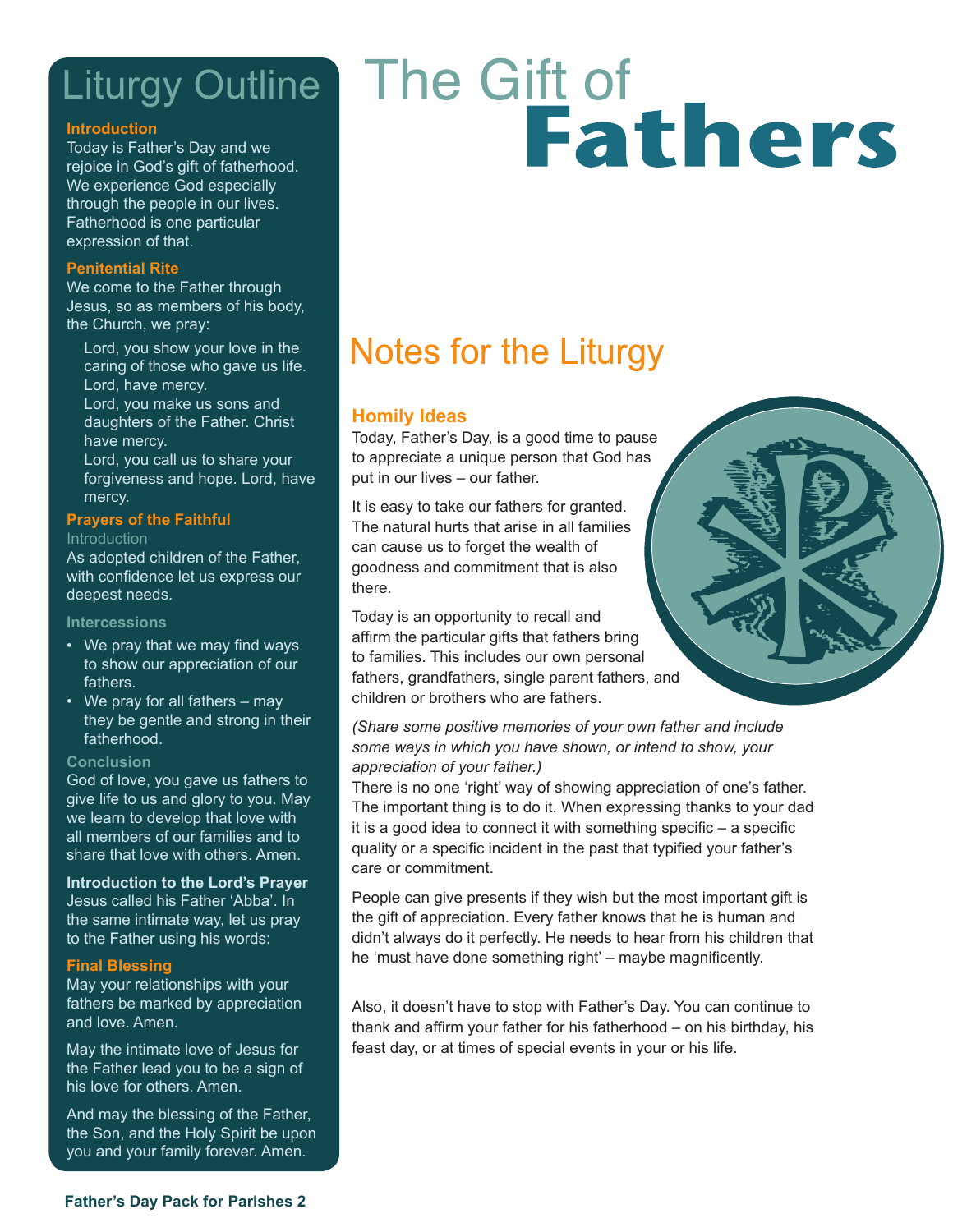# The Gift of Fathers

## Liturgy Outline

### Introduction

Today is Father's Day and we rejoice in God's gift of fatherhood. We experience God especially through the people in our lives. Fatherhood is one particular expression of that.

### Penitential Rite

We come to the Father through Jesus, so as members of his body, the Church, we pray:

Lord, you show your love in the caring of those who gave us life. Lord, have mercy.

Lord, you make us sons and daughters of the Father. Christ have mercy.

Lord, you call us to share your forgiveness and hope. Lord, have mercy.

### Prayers of the Faithful

#### Introduction

As adopted children of the Father, with confidence let us express our deepest needs.

#### Intercessions

- We pray that we may find ways to show our appreciation of our fathers.
- We pray for all fathers – may they be gentle and strong in their fatherhood.

#### Conclusion

God of love, you gave us fathers to give life to us and glory to you. May we learn to develop that love with all members of our families and to share that love with others. Amen.

**Introduction to the Lord's Prayer**

Jesus called his Father 'Abba'. In the same intimate way, let us pray to the Father using his words:

### Final Blessing

May your relationships with your fathers be marked by appreciation and love. Amen.

May the intimate love of Jesus for the Father lead you to be a sign of his love for others. Amen.

And may the blessing of the Father, the Son, and the Holy Spirit be upon you and your family forever. Amen.

## Notes for the Liturgy

### Homily Ideas

Today, Father's Day, is a good time to pause to appreciate a unique person that God has put in our lives – our father.

It is easy to take our fathers for granted. The natural hurts that arise in all families can cause us to forget the wealth of goodness and commitment that is also there.

Today is an opportunity to recall and affirm the particular gifts that fathers bring to families. This includes our own personal fathers, grandfathers, single parent fathers, and children or brothers who are fathers.

*(Share some positive memories of your own father and include some ways in which you have shown, or intend to show, your appreciation of your father.)*

There is no one 'right' way of showing appreciation of one's father. The important thing is to do it. When expressing thanks to your dad it is a good idea to connect it with something specific – a specific quality or a specific incident in the past that typified your father's care or commitment.

People can give presents if they wish but the most important gift is the gift of appreciation. Every father knows that he is human and didn't always do it perfectly. He needs to hear from his children that he 'must have done something right' – maybe magnificently.

Also, it doesn't have to stop with Father's Day. You can continue to thank and affirm your father for his fatherhood – on his birthday, his feast day, or at times of special events in your or his life.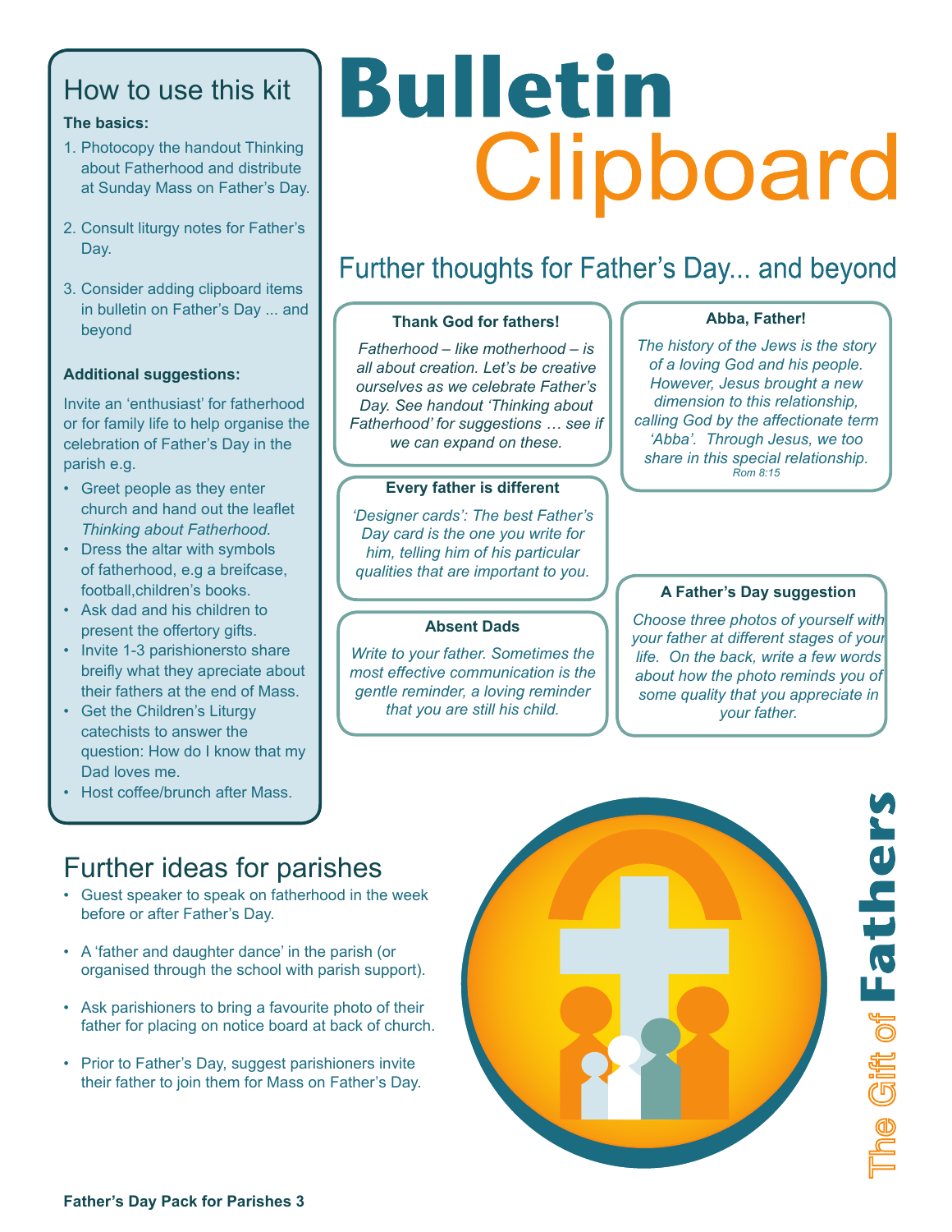# Bulletin Clipboard

## How to use this kit

**The basics:**

1. Photocopy the handout Thinking about Fatherhood and distribute at Sunday Mass on Father's Day.
2. Consult liturgy notes for Father's Day.
3. Consider adding clipboard items in bulletin on Father's Day ... and beyond

**Additional suggestions:**

Invite an 'enthusiast' for fatherhood or for family life to help organise the celebration of Father's Day in the parish e.g.

- Greet people as they enter church and hand out the leaflet *Thinking about Fatherhood.*
- Dress the altar with symbols of fatherhood, e.g a breifcase, football,children's books.
- Ask dad and his children to present the offertory gifts.
- Invite 1-3 parishionersto share breifly what they apreciate about their fathers at the end of Mass.
- Get the Children's Liturgy catechists to answer the question: How do I know that my Dad loves me.
- Host coffee/brunch after Mass.

## Further thoughts for Father's Day... and beyond

### Thank God for fathers!

*Fatherhood – like motherhood – is all about creation. Let's be creative ourselves as we celebrate Father's Day. See handout 'Thinking about Fatherhood' for suggestions … see if we can expand on these.*

### Every father is different

*'Designer cards': The best Father's Day card is the one you write for him, telling him of his particular qualities that are important to you.*

### Absent Dads

*Write to your father. Sometimes the most effective communication is the gentle reminder, a loving reminder that you are still his child.*

### Abba, Father!

*The history of the Jews is the story of a loving God and his people. However, Jesus brought a new dimension to this relationship, calling God by the affectionate term 'Abba'. Through Jesus, we too share in this special relationship.*
*Rom 8:15*

### A Father's Day suggestion

*Choose three photos of yourself with your father at different stages of your life. On the back, write a few words about how the photo reminds you of some quality that you appreciate in your father.*

## Further ideas for parishes

- Guest speaker to speak on fatherhood in the week before or after Father's Day.
- A 'father and daughter dance' in the parish (or organised through the school with parish support).
- Ask parishioners to bring a favourite photo of their father for placing on notice board at back of church.
- Prior to Father's Day, suggest parishioners invite their father to join them for Mass on Father's Day.

The Gift of Fathers